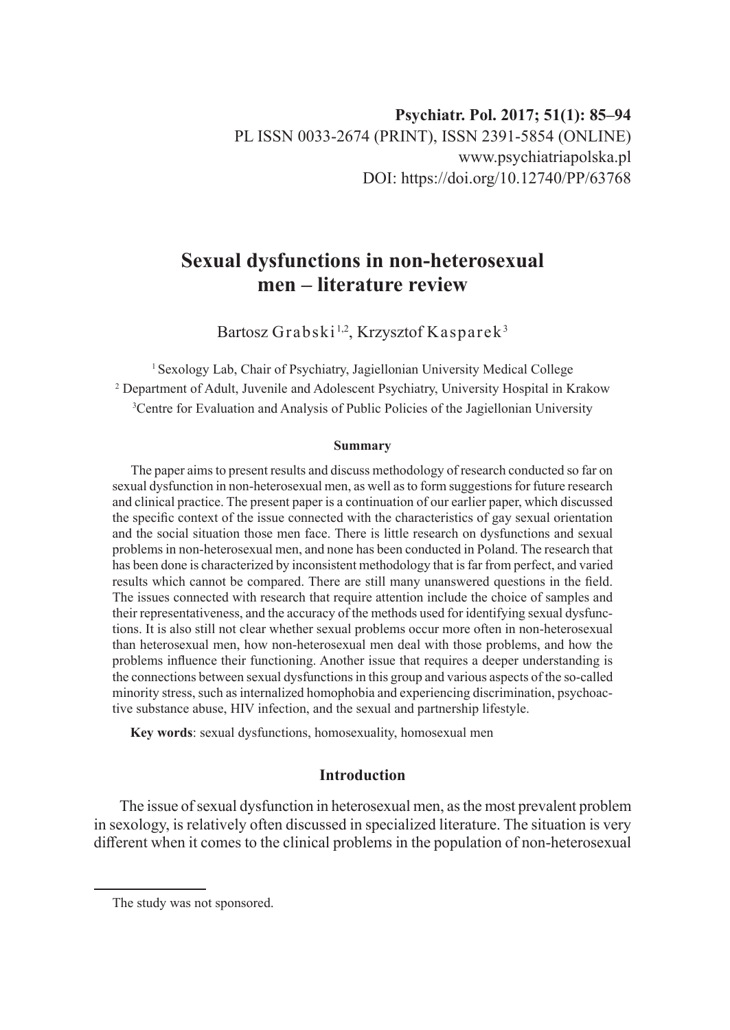**Psychiatr. Pol. 2017; 51(1): 85–94**
PL ISSN 0033-2674 (PRINT), ISSN 2391-5854 (ONLINE)
www.psychiatriapolska.pl
DOI: https://doi.org/10.12740/PP/63768

# Sexual dysfunctions in non-heterosexual men – literature review

Bartosz Grabski[1,2], Krzysztof Kasparek[3]

[1] Sexology Lab, Chair of Psychiatry, Jagiellonian University Medical College
[2] Department of Adult, Juvenile and Adolescent Psychiatry, University Hospital in Krakow
[3] Centre for Evaluation and Analysis of Public Policies of the Jagiellonian University

**Summary**

The paper aims to present results and discuss methodology of research conducted so far on sexual dysfunction in non-heterosexual men, as well as to form suggestions for future research and clinical practice. The present paper is a continuation of our earlier paper, which discussed the specific context of the issue connected with the characteristics of gay sexual orientation and the social situation those men face. There is little research on dysfunctions and sexual problems in non-heterosexual men, and none has been conducted in Poland. The research that has been done is characterized by inconsistent methodology that is far from perfect, and varied results which cannot be compared. There are still many unanswered questions in the field. The issues connected with research that require attention include the choice of samples and their representativeness, and the accuracy of the methods used for identifying sexual dysfunctions. It is also still not clear whether sexual problems occur more often in non-heterosexual than heterosexual men, how non-heterosexual men deal with those problems, and how the problems influence their functioning. Another issue that requires a deeper understanding is the connections between sexual dysfunctions in this group and various aspects of the so-called minority stress, such as internalized homophobia and experiencing discrimination, psychoactive substance abuse, HIV infection, and the sexual and partnership lifestyle.

**Key words**: sexual dysfunctions, homosexuality, homosexual men

## Introduction

The issue of sexual dysfunction in heterosexual men, as the most prevalent problem in sexology, is relatively often discussed in specialized literature. The situation is very different when it comes to the clinical problems in the population of non-heterosexual

---

The study was not sponsored.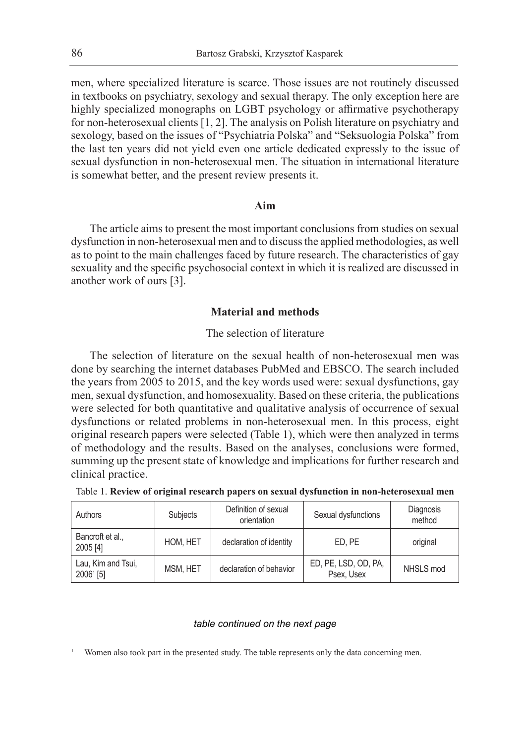men, where specialized literature is scarce. Those issues are not routinely discussed in textbooks on psychiatry, sexology and sexual therapy. The only exception here are highly specialized monographs on LGBT psychology or affirmative psychotherapy for non-heterosexual clients [1, 2]. The analysis on Polish literature on psychiatry and sexology, based on the issues of "Psychiatria Polska" and "Seksuologia Polska" from the last ten years did not yield even one article dedicated expressly to the issue of sexual dysfunction in non-heterosexual men. The situation in international literature is somewhat better, and the present review presents it.

## Aim

The article aims to present the most important conclusions from studies on sexual dysfunction in non-heterosexual men and to discuss the applied methodologies, as well as to point to the main challenges faced by future research. The characteristics of gay sexuality and the specific psychosocial context in which it is realized are discussed in another work of ours [3].

## Material and methods

### The selection of literature

The selection of literature on the sexual health of non-heterosexual men was done by searching the internet databases PubMed and EBSCO. The search included the years from 2005 to 2015, and the key words used were: sexual dysfunctions, gay men, sexual dysfunction, and homosexuality. Based on these criteria, the publications were selected for both quantitative and qualitative analysis of occurrence of sexual dysfunctions or related problems in non-heterosexual men. In this process, eight original research papers were selected (Table 1), which were then analyzed in terms of methodology and the results. Based on the analyses, conclusions were formed, summing up the present state of knowledge and implications for further research and clinical practice.

Table 1. **Review of original research papers on sexual dysfunction in non-heterosexual men**

| Authors | Subjects | Definition of sexual orientation | Sexual dysfunctions | Diagnosis method |
|---|---|---|---|---|
| Bancroft et al., 2005 [4] | HOM, HET | declaration of identity | ED, PE | original |
| Lau, Kim and Tsui, 2006[1] [5] | MSM, HET | declaration of behavior | ED, PE, LSD, OD, PA, Psex, Usex | NHSLS mod |

*table continued on the next page*

[1] Women also took part in the presented study. The table represents only the data concerning men.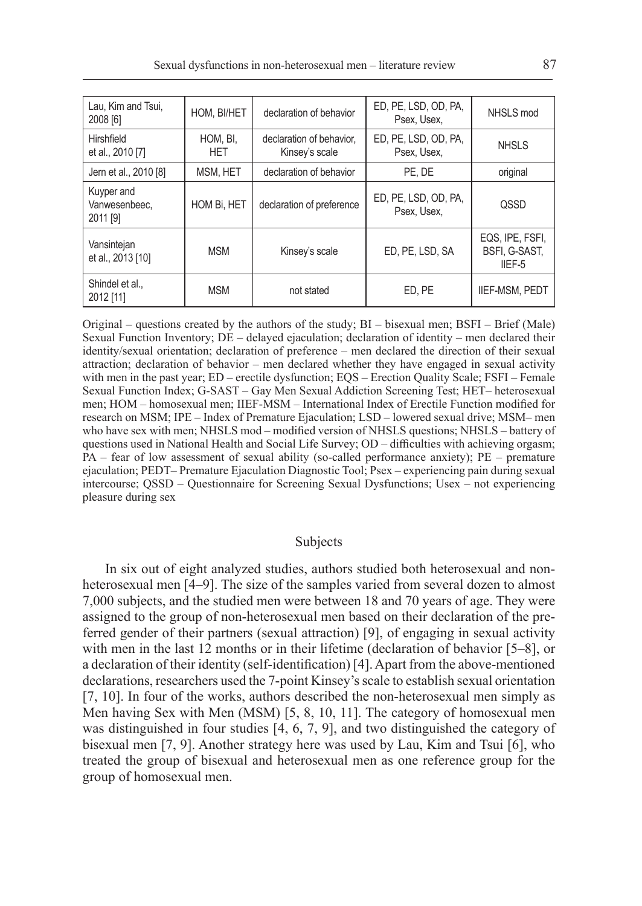| Lau, Kim and Tsui, 2008 [6] | HOM, BI/HET | declaration of behavior | ED, PE, LSD, OD, PA, Psex, Usex, | NHSLS mod |
|---|---|---|---|---|
| Hirshfield et al., 2010 [7] | HOM, BI, HET | declaration of behavior, Kinsey's scale | ED, PE, LSD, OD, PA, Psex, Usex, | NHSLS |
| Jern et al., 2010 [8] | MSM, HET | declaration of behavior | PE, DE | original |
| Kuyper and Vanwesenbeec, 2011 [9] | HOM Bi, HET | declaration of preference | ED, PE, LSD, OD, PA, Psex, Usex, | QSSD |
| Vansintejan et al., 2013 [10] | MSM | Kinsey's scale | ED, PE, LSD, SA | EQS, IPE, FSFI, BSFI, G-SAST, IIEF-5 |
| Shindel et al., 2012 [11] | MSM | not stated | ED, PE | IIEF-MSM, PEDT |

Original – questions created by the authors of the study; BI – bisexual men; BSFI – Brief (Male) Sexual Function Inventory; DE – delayed ejaculation; declaration of identity – men declared their identity/sexual orientation; declaration of preference – men declared the direction of their sexual attraction; declaration of behavior – men declared whether they have engaged in sexual activity with men in the past year; ED – erectile dysfunction; EQS – Erection Quality Scale; FSFI – Female Sexual Function Index; G-SAST – Gay Men Sexual Addiction Screening Test; HET– heterosexual men; HOM – homosexual men; IIEF-MSM – International Index of Erectile Function modified for research on MSM; IPE – Index of Premature Ejaculation; LSD – lowered sexual drive; MSM– men who have sex with men; NHSLS mod – modified version of NHSLS questions; NHSLS – battery of questions used in National Health and Social Life Survey; OD – difficulties with achieving orgasm; PA – fear of low assessment of sexual ability (so-called performance anxiety); PE – premature ejaculation; PEDT– Premature Ejaculation Diagnostic Tool; Psex – experiencing pain during sexual intercourse; QSSD – Questionnaire for Screening Sexual Dysfunctions; Usex – not experiencing pleasure during sex

## Subjects

In six out of eight analyzed studies, authors studied both heterosexual and non-heterosexual men [4–9]. The size of the samples varied from several dozen to almost 7,000 subjects, and the studied men were between 18 and 70 years of age. They were assigned to the group of non-heterosexual men based on their declaration of the preferred gender of their partners (sexual attraction) [9], of engaging in sexual activity with men in the last 12 months or in their lifetime (declaration of behavior [5–8], or a declaration of their identity (self-identification) [4]. Apart from the above-mentioned declarations, researchers used the 7-point Kinsey's scale to establish sexual orientation [7, 10]. In four of the works, authors described the non-heterosexual men simply as Men having Sex with Men (MSM) [5, 8, 10, 11]. The category of homosexual men was distinguished in four studies [4, 6, 7, 9], and two distinguished the category of bisexual men [7, 9]. Another strategy here was used by Lau, Kim and Tsui [6], who treated the group of bisexual and heterosexual men as one reference group for the group of homosexual men.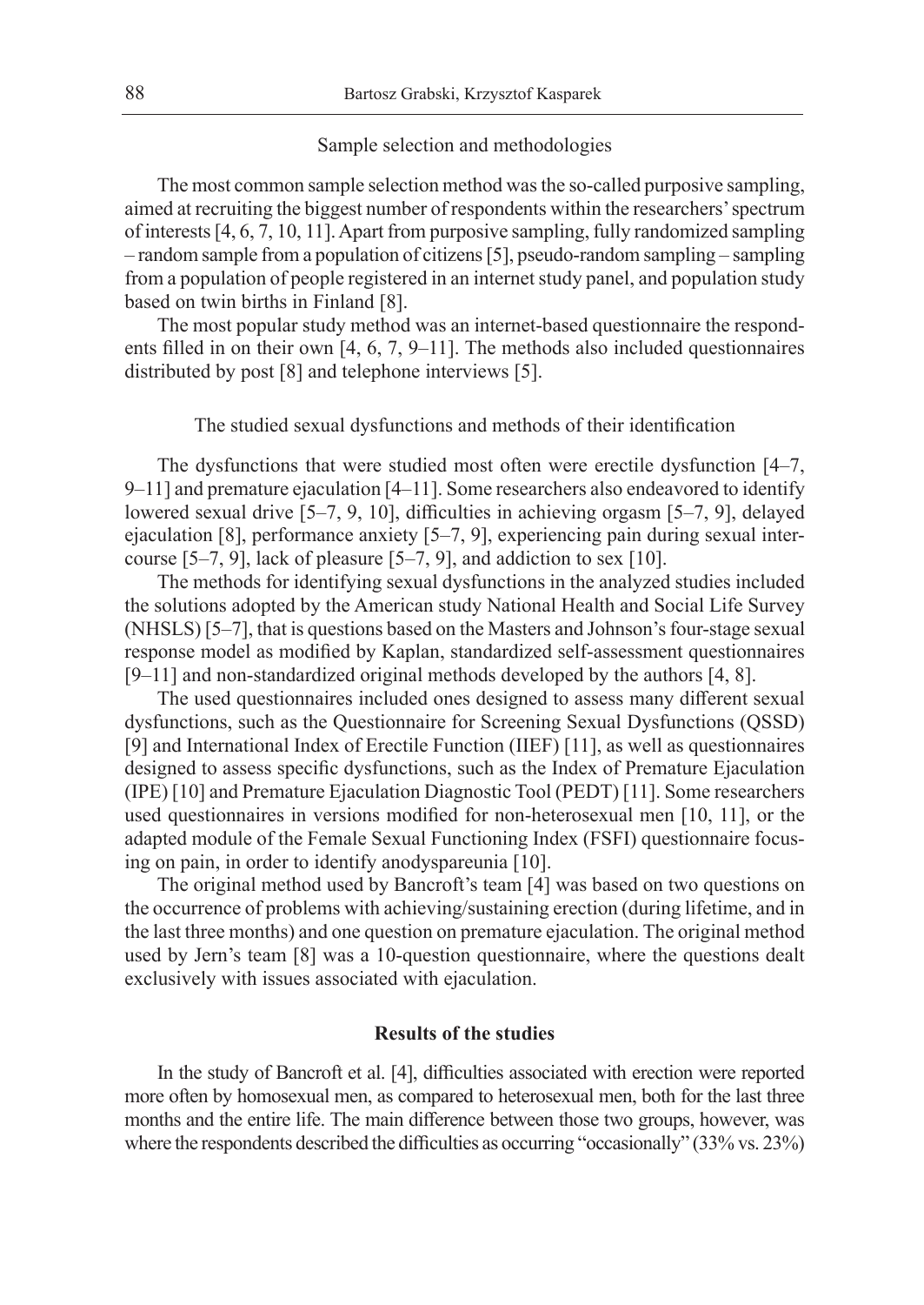### Sample selection and methodologies

The most common sample selection method was the so-called purposive sampling, aimed at recruiting the biggest number of respondents within the researchers' spectrum of interests [4, 6, 7, 10, 11]. Apart from purposive sampling, fully randomized sampling – random sample from a population of citizens [5], pseudo-random sampling – sampling from a population of people registered in an internet study panel, and population study based on twin births in Finland [8].

The most popular study method was an internet-based questionnaire the respondents filled in on their own [4, 6, 7, 9–11]. The methods also included questionnaires distributed by post [8] and telephone interviews [5].

### The studied sexual dysfunctions and methods of their identification

The dysfunctions that were studied most often were erectile dysfunction [4–7, 9–11] and premature ejaculation [4–11]. Some researchers also endeavored to identify lowered sexual drive [5–7, 9, 10], difficulties in achieving orgasm [5–7, 9], delayed ejaculation [8], performance anxiety [5–7, 9], experiencing pain during sexual intercourse [5–7, 9], lack of pleasure [5–7, 9], and addiction to sex [10].

The methods for identifying sexual dysfunctions in the analyzed studies included the solutions adopted by the American study National Health and Social Life Survey (NHSLS) [5–7], that is questions based on the Masters and Johnson's four-stage sexual response model as modified by Kaplan, standardized self-assessment questionnaires [9–11] and non-standardized original methods developed by the authors [4, 8].

The used questionnaires included ones designed to assess many different sexual dysfunctions, such as the Questionnaire for Screening Sexual Dysfunctions (QSSD) [9] and International Index of Erectile Function (IIEF) [11], as well as questionnaires designed to assess specific dysfunctions, such as the Index of Premature Ejaculation (IPE) [10] and Premature Ejaculation Diagnostic Tool (PEDT) [11]. Some researchers used questionnaires in versions modified for non-heterosexual men [10, 11], or the adapted module of the Female Sexual Functioning Index (FSFI) questionnaire focusing on pain, in order to identify anodyspareunia [10].

The original method used by Bancroft's team [4] was based on two questions on the occurrence of problems with achieving/sustaining erection (during lifetime, and in the last three months) and one question on premature ejaculation. The original method used by Jern's team [8] was a 10-question questionnaire, where the questions dealt exclusively with issues associated with ejaculation.

## Results of the studies

In the study of Bancroft et al. [4], difficulties associated with erection were reported more often by homosexual men, as compared to heterosexual men, both for the last three months and the entire life. The main difference between those two groups, however, was where the respondents described the difficulties as occurring "occasionally" (33% vs. 23%)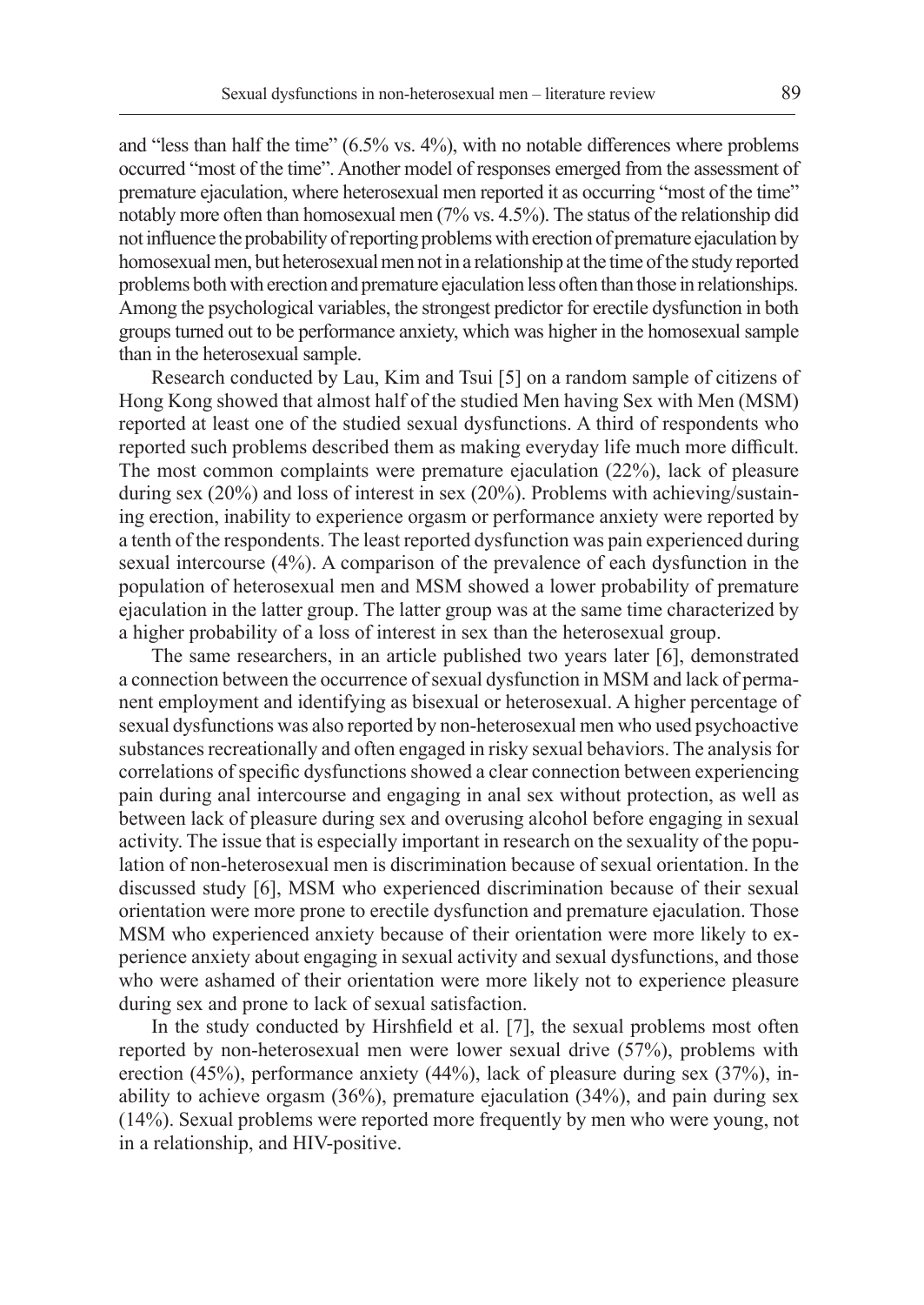and “less than half the time” (6.5% vs. 4%), with no notable differences where problems occurred “most of the time”. Another model of responses emerged from the assessment of premature ejaculation, where heterosexual men reported it as occurring “most of the time” notably more often than homosexual men (7% vs. 4.5%). The status of the relationship did not influence the probability of reporting problems with erection of premature ejaculation by homosexual men, but heterosexual men not in a relationship at the time of the study reported problems both with erection and premature ejaculation less often than those in relationships. Among the psychological variables, the strongest predictor for erectile dysfunction in both groups turned out to be performance anxiety, which was higher in the homosexual sample than in the heterosexual sample.

Research conducted by Lau, Kim and Tsui [5] on a random sample of citizens of Hong Kong showed that almost half of the studied Men having Sex with Men (MSM) reported at least one of the studied sexual dysfunctions. A third of respondents who reported such problems described them as making everyday life much more difficult. The most common complaints were premature ejaculation (22%), lack of pleasure during sex (20%) and loss of interest in sex (20%). Problems with achieving/sustaining erection, inability to experience orgasm or performance anxiety were reported by a tenth of the respondents. The least reported dysfunction was pain experienced during sexual intercourse (4%). A comparison of the prevalence of each dysfunction in the population of heterosexual men and MSM showed a lower probability of premature ejaculation in the latter group. The latter group was at the same time characterized by a higher probability of a loss of interest in sex than the heterosexual group.

The same researchers, in an article published two years later [6], demonstrated a connection between the occurrence of sexual dysfunction in MSM and lack of permanent employment and identifying as bisexual or heterosexual. A higher percentage of sexual dysfunctions was also reported by non-heterosexual men who used psychoactive substances recreationally and often engaged in risky sexual behaviors. The analysis for correlations of specific dysfunctions showed a clear connection between experiencing pain during anal intercourse and engaging in anal sex without protection, as well as between lack of pleasure during sex and overusing alcohol before engaging in sexual activity. The issue that is especially important in research on the sexuality of the population of non-heterosexual men is discrimination because of sexual orientation. In the discussed study [6], MSM who experienced discrimination because of their sexual orientation were more prone to erectile dysfunction and premature ejaculation. Those MSM who experienced anxiety because of their orientation were more likely to experience anxiety about engaging in sexual activity and sexual dysfunctions, and those who were ashamed of their orientation were more likely not to experience pleasure during sex and prone to lack of sexual satisfaction.

In the study conducted by Hirshfield et al. [7], the sexual problems most often reported by non-heterosexual men were lower sexual drive (57%), problems with erection (45%), performance anxiety (44%), lack of pleasure during sex (37%), inability to achieve orgasm (36%), premature ejaculation (34%), and pain during sex (14%). Sexual problems were reported more frequently by men who were young, not in a relationship, and HIV-positive.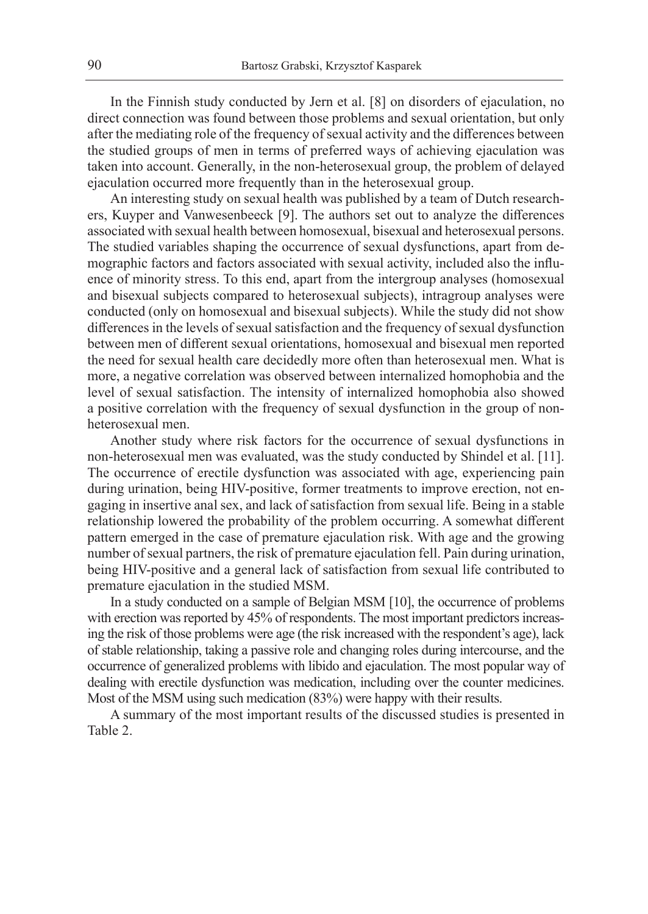In the Finnish study conducted by Jern et al. [8] on disorders of ejaculation, no direct connection was found between those problems and sexual orientation, but only after the mediating role of the frequency of sexual activity and the differences between the studied groups of men in terms of preferred ways of achieving ejaculation was taken into account. Generally, in the non-heterosexual group, the problem of delayed ejaculation occurred more frequently than in the heterosexual group.

An interesting study on sexual health was published by a team of Dutch researchers, Kuyper and Vanwesenbeeck [9]. The authors set out to analyze the differences associated with sexual health between homosexual, bisexual and heterosexual persons. The studied variables shaping the occurrence of sexual dysfunctions, apart from demographic factors and factors associated with sexual activity, included also the influence of minority stress. To this end, apart from the intergroup analyses (homosexual and bisexual subjects compared to heterosexual subjects), intragroup analyses were conducted (only on homosexual and bisexual subjects). While the study did not show differences in the levels of sexual satisfaction and the frequency of sexual dysfunction between men of different sexual orientations, homosexual and bisexual men reported the need for sexual health care decidedly more often than heterosexual men. What is more, a negative correlation was observed between internalized homophobia and the level of sexual satisfaction. The intensity of internalized homophobia also showed a positive correlation with the frequency of sexual dysfunction in the group of non-heterosexual men.

Another study where risk factors for the occurrence of sexual dysfunctions in non-heterosexual men was evaluated, was the study conducted by Shindel et al. [11]. The occurrence of erectile dysfunction was associated with age, experiencing pain during urination, being HIV-positive, former treatments to improve erection, not engaging in insertive anal sex, and lack of satisfaction from sexual life. Being in a stable relationship lowered the probability of the problem occurring. A somewhat different pattern emerged in the case of premature ejaculation risk. With age and the growing number of sexual partners, the risk of premature ejaculation fell. Pain during urination, being HIV-positive and a general lack of satisfaction from sexual life contributed to premature ejaculation in the studied MSM.

In a study conducted on a sample of Belgian MSM [10], the occurrence of problems with erection was reported by 45% of respondents. The most important predictors increasing the risk of those problems were age (the risk increased with the respondent's age), lack of stable relationship, taking a passive role and changing roles during intercourse, and the occurrence of generalized problems with libido and ejaculation. The most popular way of dealing with erectile dysfunction was medication, including over the counter medicines. Most of the MSM using such medication (83%) were happy with their results.

A summary of the most important results of the discussed studies is presented in Table 2.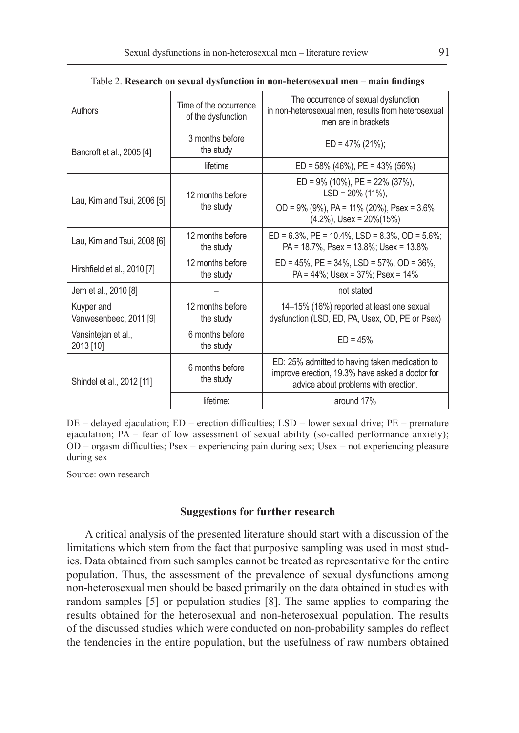Table 2. **Research on sexual dysfunction in non-heterosexual men – main findings**

| Authors | Time of the occurrence of the dysfunction | The occurrence of sexual dysfunction in non-heterosexual men, results from heterosexual men are in brackets |
|---|---|---|
| Bancroft et al., 2005 [4] | 3 months before the study | ED = 47% (21%); |
| | lifetime | ED = 58% (46%), PE = 43% (56%) |
| Lau, Kim and Tsui, 2006 [5] | 12 months before the study | ED = 9% (10%), PE = 22% (37%), LSD = 20% (11%), OD = 9% (9%), PA = 11% (20%), Psex = 3.6% (4.2%), Usex = 20%(15%) |
| Lau, Kim and Tsui, 2008 [6] | 12 months before the study | ED = 6.3%, PE = 10.4%, LSD = 8.3%, OD = 5.6%; PA = 18.7%, Psex = 13.8%; Usex = 13.8% |
| Hirshfield et al., 2010 [7] | 12 months before the study | ED = 45%, PE = 34%, LSD = 57%, OD = 36%, PA = 44%; Usex = 37%; Psex = 14% |
| Jern et al., 2010 [8] | – | not stated |
| Kuyper and Vanwesenbeec, 2011 [9] | 12 months before the study | 14–15% (16%) reported at least one sexual dysfunction (LSD, ED, PA, Usex, OD, PE or Psex) |
| Vansintejan et al., 2013 [10] | 6 months before the study | ED = 45% |
| Shindel et al., 2012 [11] | 6 months before the study | ED: 25% admitted to having taken medication to improve erection, 19.3% have asked a doctor for advice about problems with erection. |
| | lifetime: | around 17% |

DE – delayed ejaculation; ED – erection difficulties; LSD – lower sexual drive; PE – premature ejaculation; PA – fear of low assessment of sexual ability (so-called performance anxiety); OD – orgasm difficulties; Psex – experiencing pain during sex; Usex – not experiencing pleasure during sex

Source: own research

## Suggestions for further research

A critical analysis of the presented literature should start with a discussion of the limitations which stem from the fact that purposive sampling was used in most studies. Data obtained from such samples cannot be treated as representative for the entire population. Thus, the assessment of the prevalence of sexual dysfunctions among non-heterosexual men should be based primarily on the data obtained in studies with random samples [5] or population studies [8]. The same applies to comparing the results obtained for the heterosexual and non-heterosexual population. The results of the discussed studies which were conducted on non-probability samples do reflect the tendencies in the entire population, but the usefulness of raw numbers obtained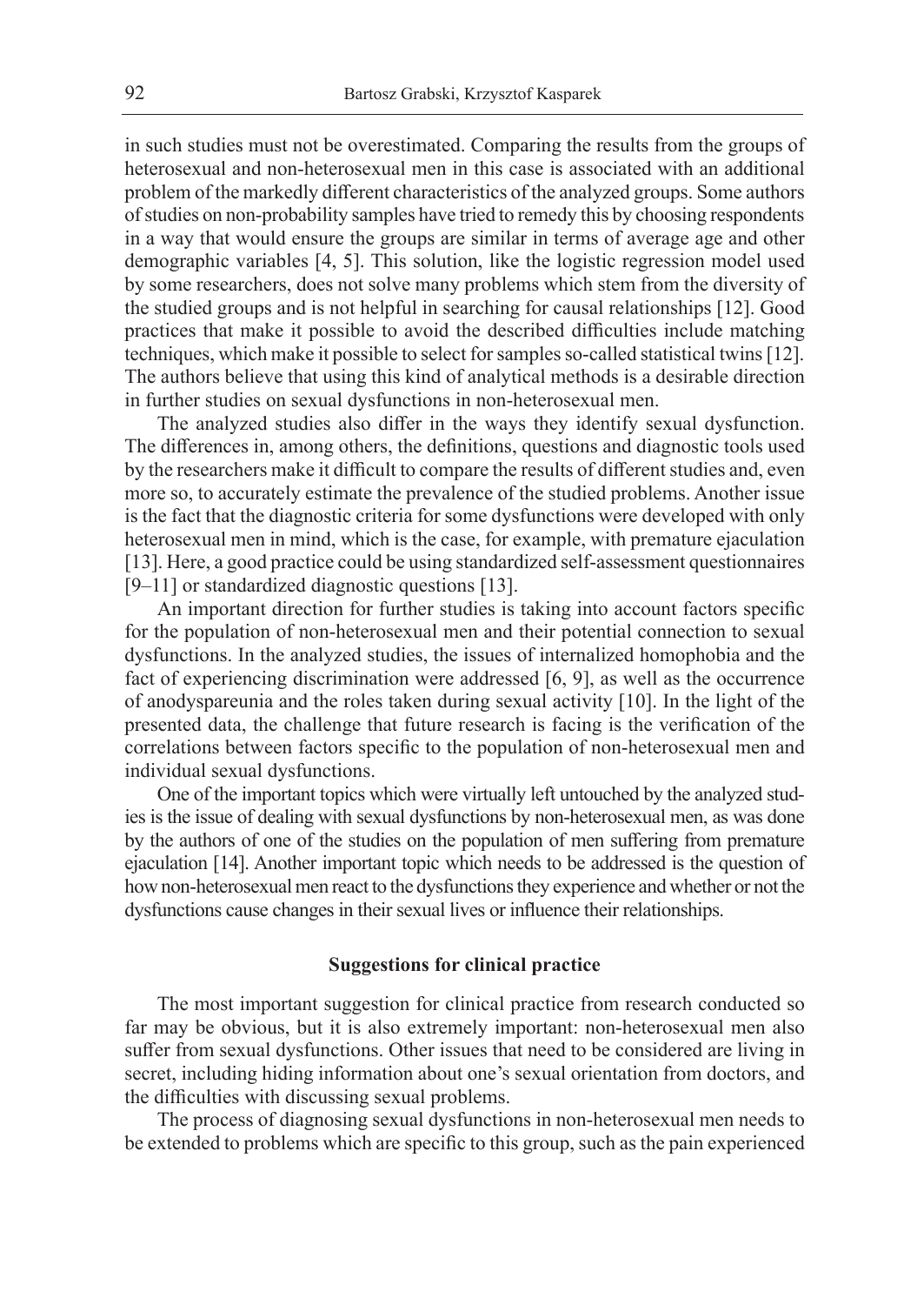in such studies must not be overestimated. Comparing the results from the groups of heterosexual and non-heterosexual men in this case is associated with an additional problem of the markedly different characteristics of the analyzed groups. Some authors of studies on non-probability samples have tried to remedy this by choosing respondents in a way that would ensure the groups are similar in terms of average age and other demographic variables [4, 5]. This solution, like the logistic regression model used by some researchers, does not solve many problems which stem from the diversity of the studied groups and is not helpful in searching for causal relationships [12]. Good practices that make it possible to avoid the described difficulties include matching techniques, which make it possible to select for samples so-called statistical twins [12]. The authors believe that using this kind of analytical methods is a desirable direction in further studies on sexual dysfunctions in non-heterosexual men.

The analyzed studies also differ in the ways they identify sexual dysfunction. The differences in, among others, the definitions, questions and diagnostic tools used by the researchers make it difficult to compare the results of different studies and, even more so, to accurately estimate the prevalence of the studied problems. Another issue is the fact that the diagnostic criteria for some dysfunctions were developed with only heterosexual men in mind, which is the case, for example, with premature ejaculation [13]. Here, a good practice could be using standardized self-assessment questionnaires [9–11] or standardized diagnostic questions [13].

An important direction for further studies is taking into account factors specific for the population of non-heterosexual men and their potential connection to sexual dysfunctions. In the analyzed studies, the issues of internalized homophobia and the fact of experiencing discrimination were addressed [6, 9], as well as the occurrence of anodyspareunia and the roles taken during sexual activity [10]. In the light of the presented data, the challenge that future research is facing is the verification of the correlations between factors specific to the population of non-heterosexual men and individual sexual dysfunctions.

One of the important topics which were virtually left untouched by the analyzed studies is the issue of dealing with sexual dysfunctions by non-heterosexual men, as was done by the authors of one of the studies on the population of men suffering from premature ejaculation [14]. Another important topic which needs to be addressed is the question of how non-heterosexual men react to the dysfunctions they experience and whether or not the dysfunctions cause changes in their sexual lives or influence their relationships.

## Suggestions for clinical practice

The most important suggestion for clinical practice from research conducted so far may be obvious, but it is also extremely important: non-heterosexual men also suffer from sexual dysfunctions. Other issues that need to be considered are living in secret, including hiding information about one's sexual orientation from doctors, and the difficulties with discussing sexual problems.

The process of diagnosing sexual dysfunctions in non-heterosexual men needs to be extended to problems which are specific to this group, such as the pain experienced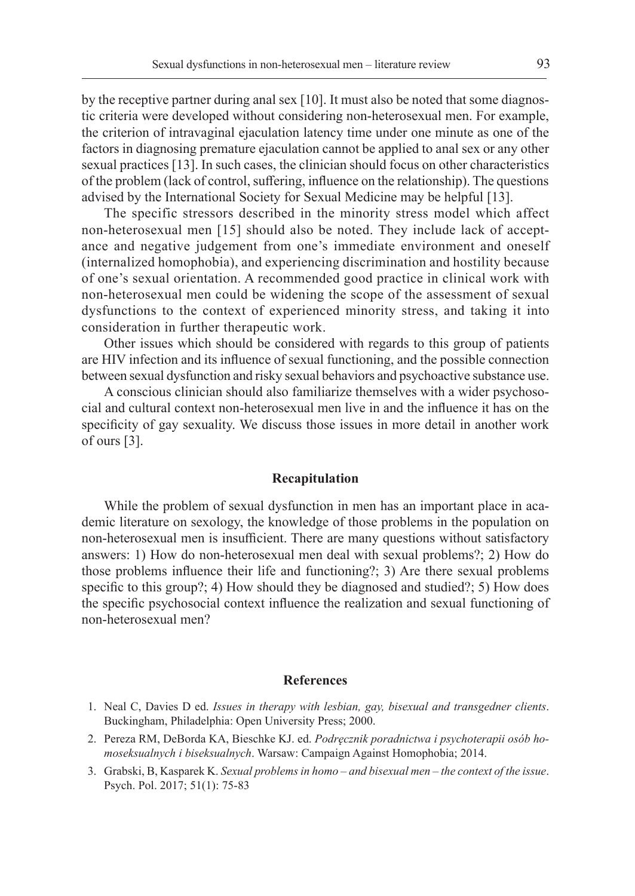by the receptive partner during anal sex [10]. It must also be noted that some diagnostic criteria were developed without considering non-heterosexual men. For example, the criterion of intravaginal ejaculation latency time under one minute as one of the factors in diagnosing premature ejaculation cannot be applied to anal sex or any other sexual practices [13]. In such cases, the clinician should focus on other characteristics of the problem (lack of control, suffering, influence on the relationship). The questions advised by the International Society for Sexual Medicine may be helpful [13].

The specific stressors described in the minority stress model which affect non-heterosexual men [15] should also be noted. They include lack of acceptance and negative judgement from one's immediate environment and oneself (internalized homophobia), and experiencing discrimination and hostility because of one's sexual orientation. A recommended good practice in clinical work with non-heterosexual men could be widening the scope of the assessment of sexual dysfunctions to the context of experienced minority stress, and taking it into consideration in further therapeutic work.

Other issues which should be considered with regards to this group of patients are HIV infection and its influence of sexual functioning, and the possible connection between sexual dysfunction and risky sexual behaviors and psychoactive substance use.

A conscious clinician should also familiarize themselves with a wider psychosocial and cultural context non-heterosexual men live in and the influence it has on the specificity of gay sexuality. We discuss those issues in more detail in another work of ours [3].

## Recapitulation

While the problem of sexual dysfunction in men has an important place in academic literature on sexology, the knowledge of those problems in the population on non-heterosexual men is insufficient. There are many questions without satisfactory answers: 1) How do non-heterosexual men deal with sexual problems?; 2) How do those problems influence their life and functioning?; 3) Are there sexual problems specific to this group?; 4) How should they be diagnosed and studied?; 5) How does the specific psychosocial context influence the realization and sexual functioning of non-heterosexual men?

## References

1. Neal C, Davies D ed. *Issues in therapy with lesbian, gay, bisexual and transgedner clients*. Buckingham, Philadelphia: Open University Press; 2000.
2. Pereza RM, DeBorda KA, Bieschke KJ. ed. *Podręcznik poradnictwa i psychoterapii osób homoseksualnych i biseksualnych*. Warsaw: Campaign Against Homophobia; 2014.
3. Grabski, B, Kasparek K. *Sexual problems in homo – and bisexual men – the context of the issue*. Psych. Pol. 2017; 51(1): 75-83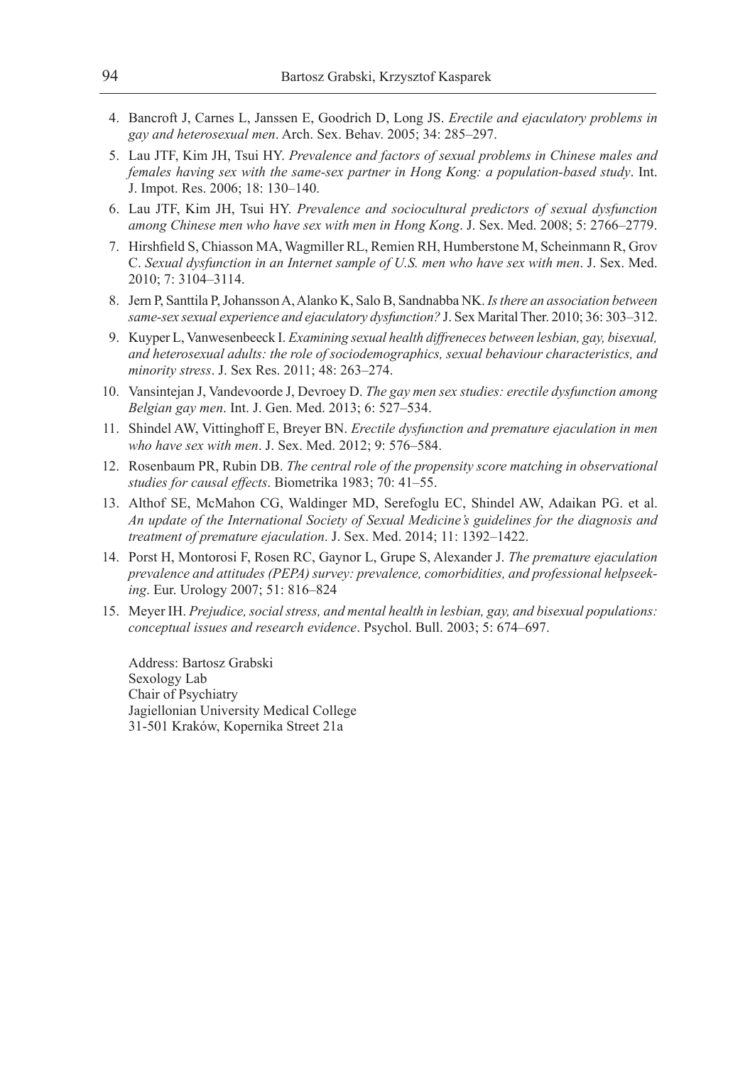4. Bancroft J, Carnes L, Janssen E, Goodrich D, Long JS. *Erectile and ejaculatory problems in gay and heterosexual men*. Arch. Sex. Behav. 2005; 34: 285–297.
5. Lau JTF, Kim JH, Tsui HY. *Prevalence and factors of sexual problems in Chinese males and females having sex with the same-sex partner in Hong Kong: a population-based study*. Int. J. Impot. Res. 2006; 18: 130–140.
6. Lau JTF, Kim JH, Tsui HY. *Prevalence and sociocultural predictors of sexual dysfunction among Chinese men who have sex with men in Hong Kong*. J. Sex. Med. 2008; 5: 2766–2779.
7. Hirshfield S, Chiasson MA, Wagmiller RL, Remien RH, Humberstone M, Scheinmann R, Grov C. *Sexual dysfunction in an Internet sample of U.S. men who have sex with men*. J. Sex. Med. 2010; 7: 3104–3114.
8. Jern P, Santtila P, Johansson A, Alanko K, Salo B, Sandnabba NK. *Is there an association between same-sex sexual experience and ejaculatory dysfunction?* J. Sex Marital Ther. 2010; 36: 303–312.
9. Kuyper L, Vanwesenbeeck I. *Examining sexual health diffreneces between lesbian, gay, bisexual, and heterosexual adults: the role of sociodemographics, sexual behaviour characteristics, and minority stress*. J. Sex Res. 2011; 48: 263–274.
10. Vansintejan J, Vandevoorde J, Devroey D. *The gay men sex studies: erectile dysfunction among Belgian gay men*. Int. J. Gen. Med. 2013; 6: 527–534.
11. Shindel AW, Vittinghoff E, Breyer BN. *Erectile dysfunction and premature ejaculation in men who have sex with men*. J. Sex. Med. 2012; 9: 576–584.
12. Rosenbaum PR, Rubin DB. *The central role of the propensity score matching in observational studies for causal effects*. Biometrika 1983; 70: 41–55.
13. Althof SE, McMahon CG, Waldinger MD, Serefoglu EC, Shindel AW, Adaikan PG. et al. *An update of the International Society of Sexual Medicine's guidelines for the diagnosis and treatment of premature ejaculation*. J. Sex. Med. 2014; 11: 1392–1422.
14. Porst H, Montorosi F, Rosen RC, Gaynor L, Grupe S, Alexander J. *The premature ejaculation prevalence and attitudes (PEPA) survey: prevalence, comorbidities, and professional helpseeking*. Eur. Urology 2007; 51: 816–824
15. Meyer IH. *Prejudice, social stress, and mental health in lesbian, gay, and bisexual populations: conceptual issues and research evidence*. Psychol. Bull. 2003; 5: 674–697.

Address: Bartosz Grabski
Sexology Lab
Chair of Psychiatry
Jagiellonian University Medical College
31-501 Kraków, Kopernika Street 21a